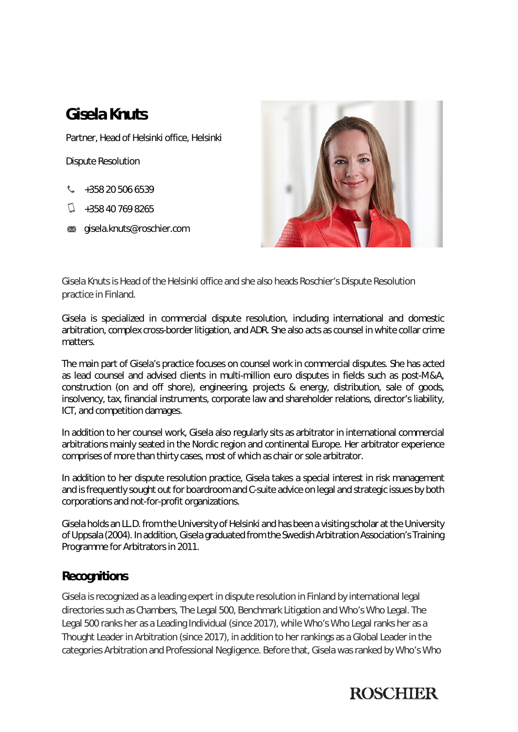# Gisela Knuts

Partner, Head of Helsinki office, Helsinki

Dispute Resolution

+358 20 506 6539

+358 40 769 8265

gisela.knuts@roschier.com

Gisela Knuts is Head of the Helsinki office and she also heads Roschier's Dispute Resolution practice in Finland.

Gisela is specialized in commercial dispute resolution, including international and domestic arbitration, complex cross-border litigation, and ADR. She also acts as counsel in white collar crime matters.

The main part of Gisela's practice focuses on counsel work in commercial disputes. She has acted as lead counsel and advised clients in multi-million euro disputes in fields such as post-M&A, construction (on and off shore), engineering, projects & energy, distribution, sale of goods, insolvency, tax, financial instruments, corporate law and shareholder relations, director's liability, ICT, and competition damages.

In addition to her counsel work, Gisela also regularly sits as arbitrator in international commercial arbitrations mainly seated in the Nordic region and continental Europe. Her arbitrator experience comprises of more than thirty cases, most of which as chair or sole arbitrator.

In addition to her dispute resolution practice, Gisela takes a special interest in risk management and is frequently sought out for boardroom and C-suite advice on legal and strategic issues by both corporations and not-for-profit organizations.

Gisela holds an LL.D. from the University of Helsinki and has been a visiting scholar at the University of Uppsala (2004). In addition, Gisela graduated from the Swedish Arbitration Association's Training Programme for Arbitrators in 2011.

## Recognitions

Gisela is recognized as a leading expert in dispute resolution in Finland by international legal directories such as Chambers, The Legal 500, Benchmark Litigation and Who's Who Legal. The Legal 500 ranks her as a Leading Individual (since 2017), while Who's Who Legal ranks her as a Thought Leader in Arbitration (since 2017), in addition to her rankings as a Global Leader in the categories Arbitration and Professional Negligence. Before that, Gisela was ranked by Who's Who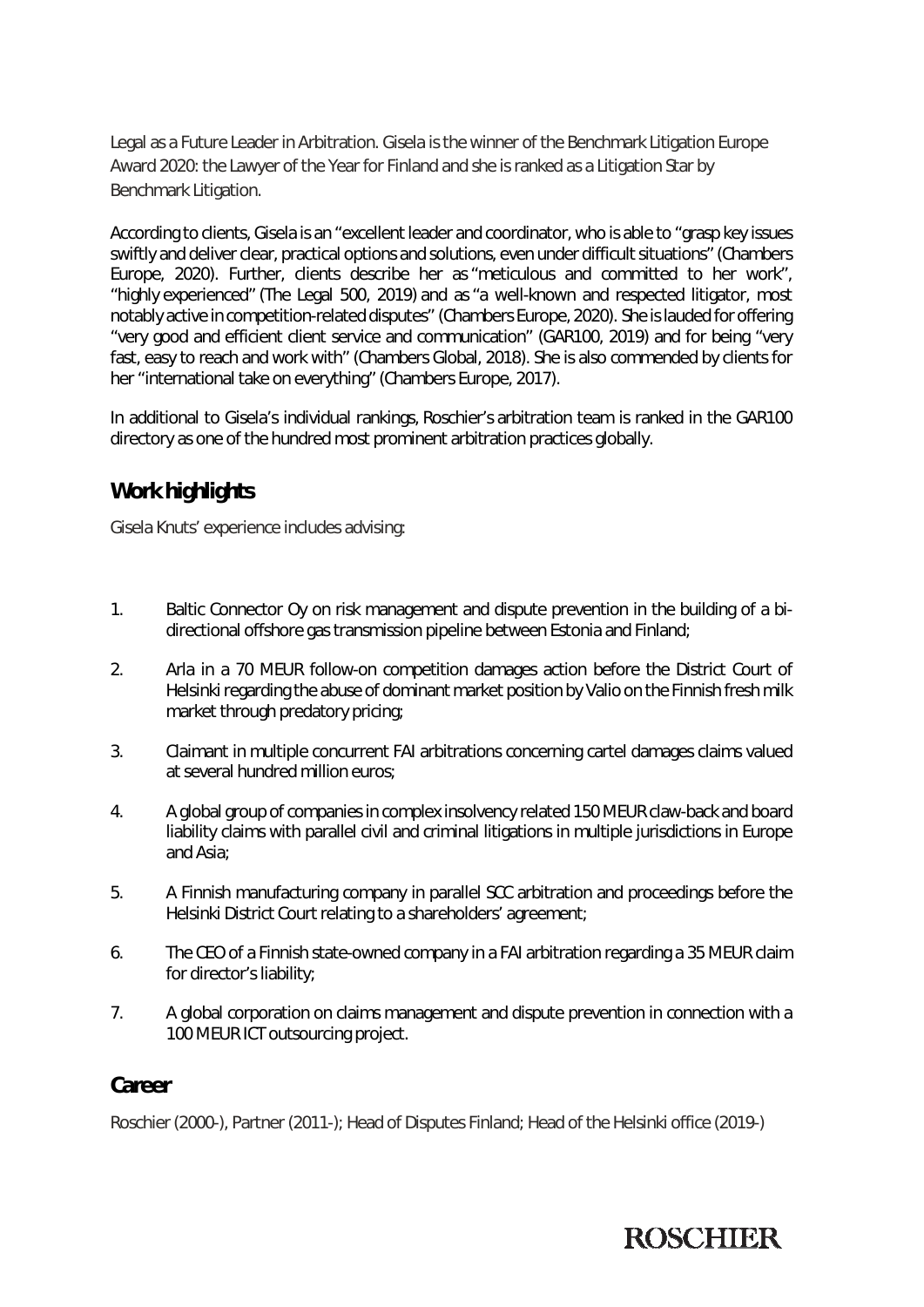Legal as a Future Leader in Arbitration. Gisela is the winner of the Benchmark Litigation Europe Award 2020: the Lawyer of the Year for Finland and she is ranked as a Litigation Star by Benchmark Litigation.

According to clients, Gisela is an "excellent leader and coordinator, who is able to "grasp key issues swiftly and deliver clear, practical options and solutions, even under difficult situations" (Chambers Europe, 2020). Further, clients describe her as "meticulous and committed to her work", "highly experienced" (The Legal 500, 2019) and as "a well-known and respected litigator, most notably active in competition-related disputes" (Chambers Europe, 2020). She is lauded for offering "very good and efficient client service and communication" (GAR100, 2019) and for being "very fast, easy to reach and work with" (Chambers Global, 2018). She is also commended by clients for her "international take on everything" (Chambers Europe, 2017).

In additional to Gisela's individual rankings, Roschier's arbitration team is ranked in the GAR100 directory as one of the hundred most prominent arbitration practices globally.

## Work highlights

Gisela Knuts' experience includes advising:

1. Baltic Connector Oy on risk management and dispute prevention in the building of a bi-directional offshore gas transmission pipeline between Estonia and Finland;
2. Arla in a 70 MEUR follow-on competition damages action before the District Court of Helsinki regarding the abuse of dominant market position by Valio on the Finnish fresh milk market through predatory pricing;
3. Claimant in multiple concurrent FAI arbitrations concerning cartel damages claims valued at several hundred million euros;
4. A global group of companies in complex insolvency related 150 MEUR claw-back and board liability claims with parallel civil and criminal litigations in multiple jurisdictions in Europe and Asia;
5. A Finnish manufacturing company in parallel SCC arbitration and proceedings before the Helsinki District Court relating to a shareholders' agreement;
6. The CEO of a Finnish state-owned company in a FAI arbitration regarding a 35 MEUR claim for director's liability;
7. A global corporation on claims management and dispute prevention in connection with a 100 MEUR ICT outsourcing project.

## Career

Roschier (2000-), Partner (2011-); Head of Disputes Finland; Head of the Helsinki office (2019-)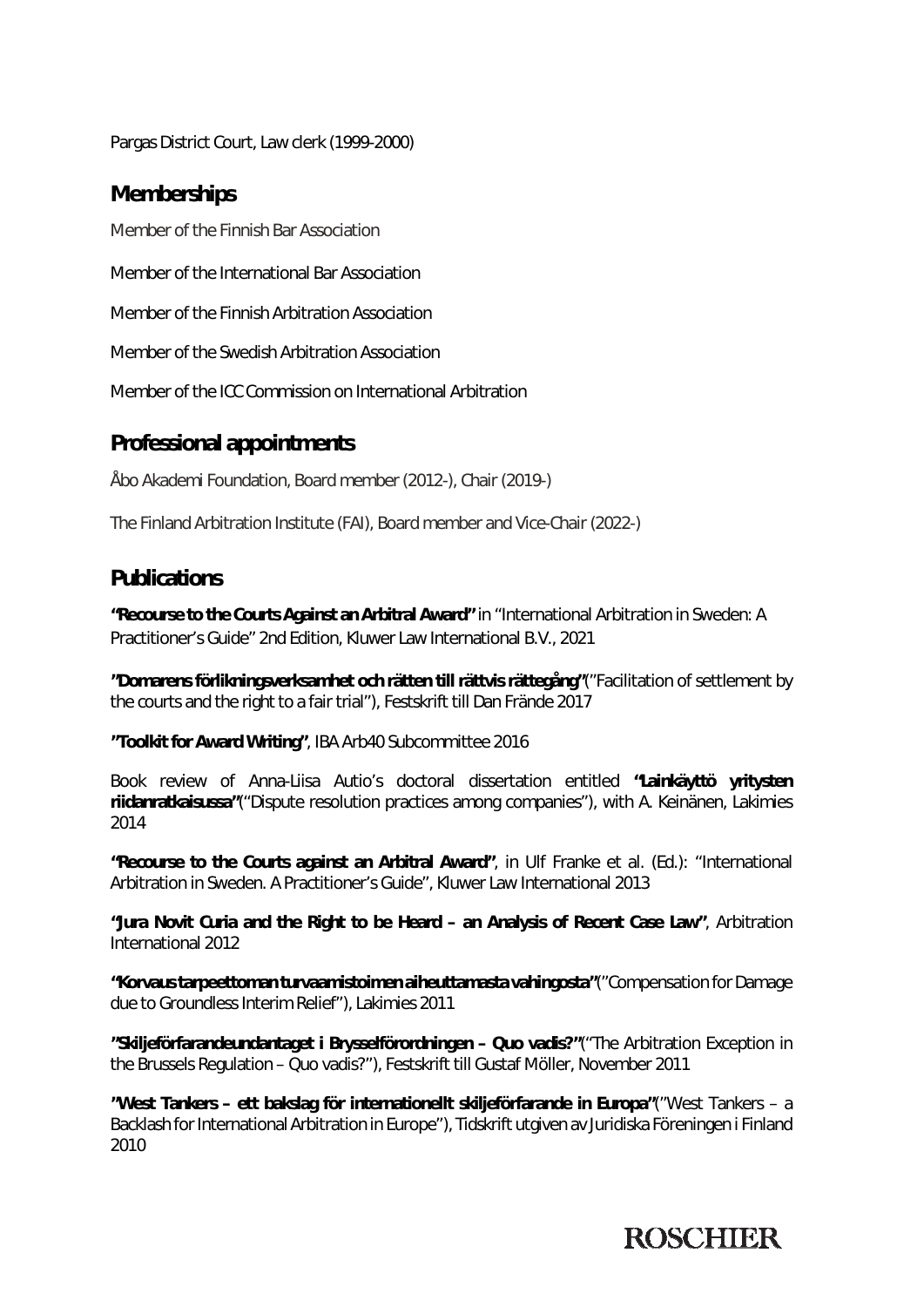Pargas District Court, Law clerk (1999-2000)

## Memberships

Member of the Finnish Bar Association

Member of the International Bar Association

Member of the Finnish Arbitration Association

Member of the Swedish Arbitration Association

Member of the ICC Commission on International Arbitration

## Professional appointments

Åbo Akademi Foundation, Board member (2012-), Chair (2019-)

The Finland Arbitration Institute (FAI), Board member and Vice-Chair (2022-)

## Publications

**"Recourse to the Courts Against an Arbitral Award"** in "International Arbitration in Sweden: A Practitioner's Guide" 2nd Edition, Kluwer Law International B.V., 2021

**"Domarens förlikningsverksamhet och rätten till rättvis rättegång"** ("Facilitation of settlement by the courts and the right to a fair trial"), Festskrift till Dan Frände 2017

**"Toolkit for Award Writing"**, IBA Arb40 Subcommittee 2016

Book review of Anna-Liisa Autio's doctoral dissertation entitled **"Lainkäyttö yritysten riidanratkaisussa"** ("Dispute resolution practices among companies"), with A. Keinänen, Lakimies 2014

**"Recourse to the Courts against an Arbitral Award"**, in Ulf Franke et al. (Ed.): "International Arbitration in Sweden. A Practitioner's Guide", Kluwer Law International 2013

**"Jura Novit Curia and the Right to be Heard – an Analysis of Recent Case Law"**, Arbitration International 2012

**"Korvaus tarpeettoman turvaamistoimen aiheuttamasta vahingosta"** ("Compensation for Damage due to Groundless Interim Relief"), Lakimies 2011

**"Skiljeförfarandeundantaget i Brysselförordningen – Quo vadis?"** ("The Arbitration Exception in the Brussels Regulation – Quo vadis?"), Festskrift till Gustaf Möller, November 2011

**"West Tankers – ett bakslag för internationellt skiljeförfarande in Europa"** ("West Tankers – a Backlash for International Arbitration in Europe"), Tidskrift utgiven av Juridiska Föreningen i Finland 2010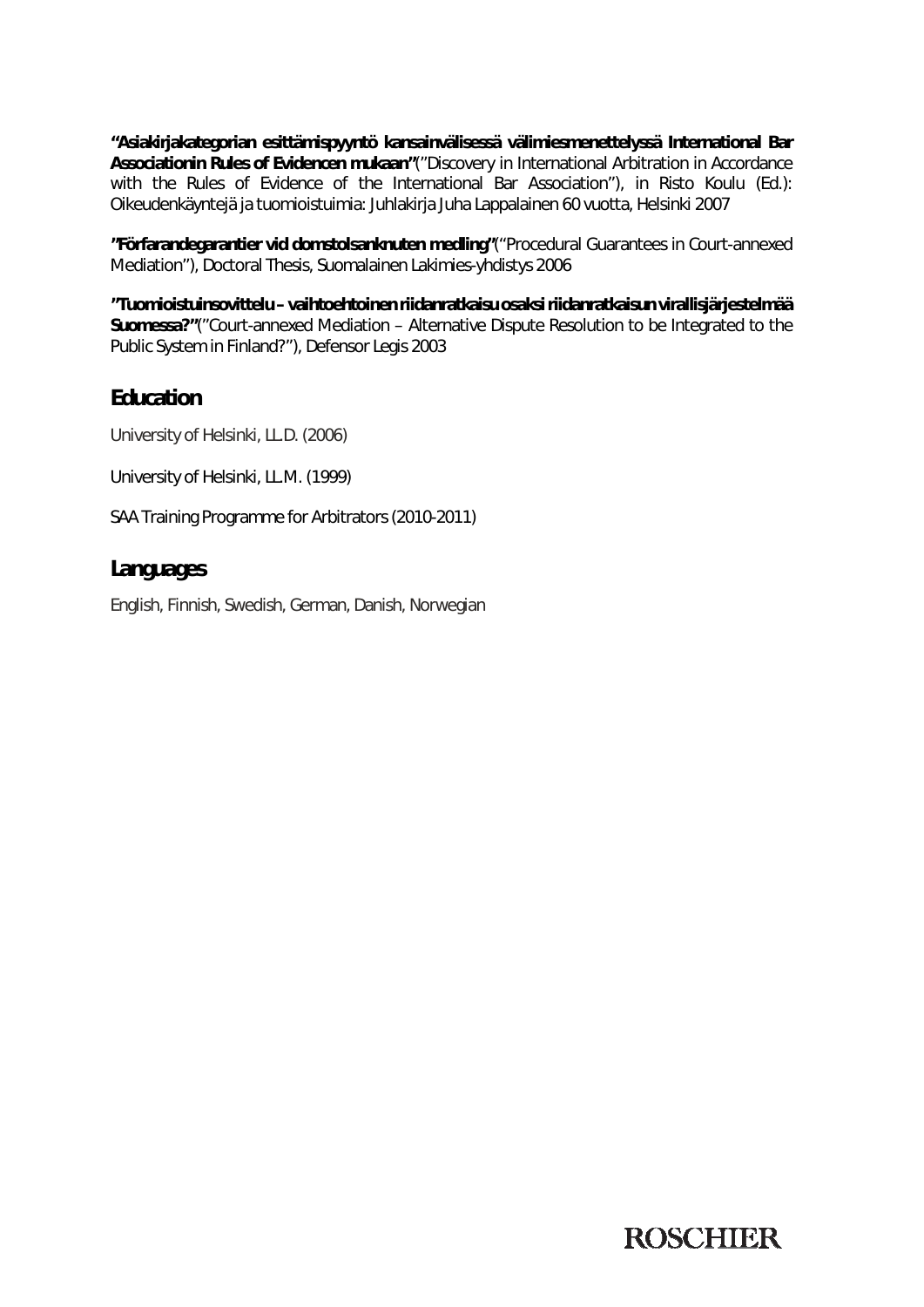**"Asiakirjakategorian esittämispyyntö kansainvälisessä välimiesmenettelyssä International Bar Associationin Rules of Evidencen mukaan"**("Discovery in International Arbitration in Accordance with the Rules of Evidence of the International Bar Association"), in Risto Koulu (Ed.): Oikeudenkäyntejä ja tuomioistuimia: Juhlakirja Juha Lappalainen 60 vuotta, Helsinki 2007

**"Förfarandegarantier vid domstolsanknuten medling"**("Procedural Guarantees in Court-annexed Mediation"), Doctoral Thesis, Suomalainen Lakimies-yhdistys 2006

**"Tuomioistuinsovittelu – vaihtoehtoinen riidanratkaisu osaksi riidanratkaisun virallisjärjestelmää Suomessa?"**("Court-annexed Mediation – Alternative Dispute Resolution to be Integrated to the Public System in Finland?"), Defensor Legis 2003

## Education

University of Helsinki, LL.D. (2006)

University of Helsinki, LL.M. (1999)

SAA Training Programme for Arbitrators (2010-2011)

## Languages

English, Finnish, Swedish, German, Danish, Norwegian

ROSCHIER